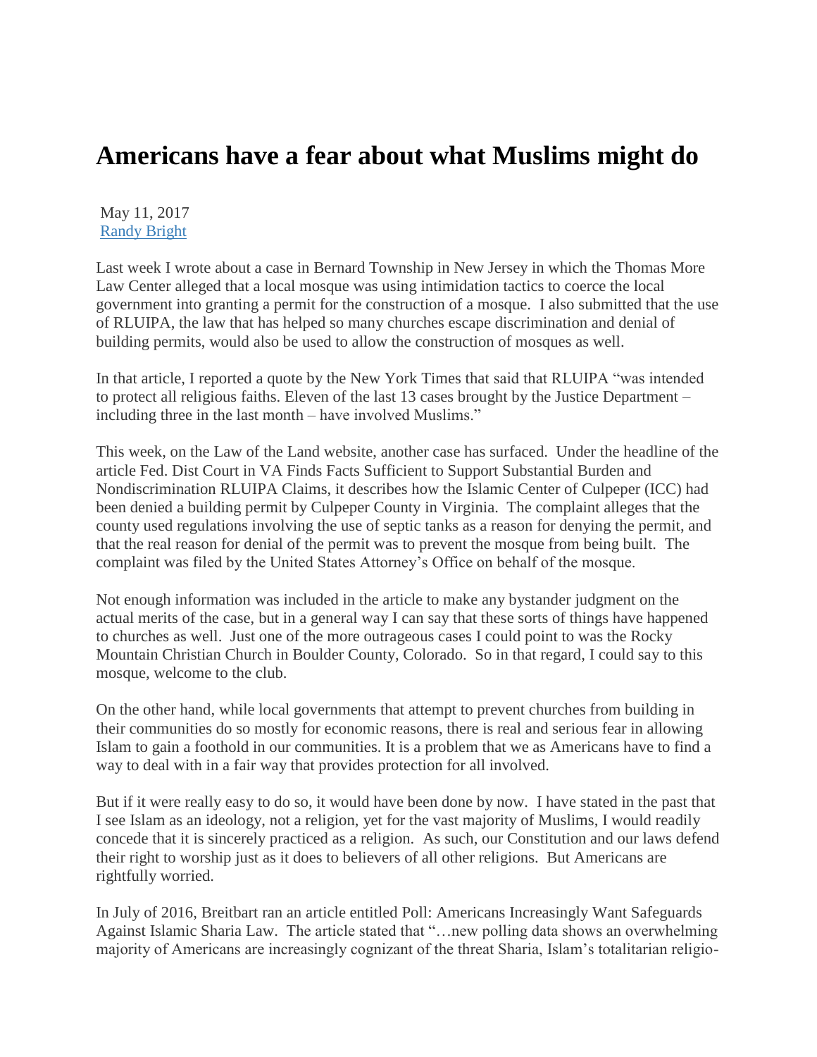# Americans have a fear about what Muslims might do

May 11, 2017
[Randy Bright]

Last week I wrote about a case in Bernard Township in New Jersey in which the Thomas More Law Center alleged that a local mosque was using intimidation tactics to coerce the local government into granting a permit for the construction of a mosque. I also submitted that the use of RLUIPA, the law that has helped so many churches escape discrimination and denial of building permits, would also be used to allow the construction of mosques as well.

In that article, I reported a quote by the New York Times that said that RLUIPA "was intended to protect all religious faiths. Eleven of the last 13 cases brought by the Justice Department – including three in the last month – have involved Muslims."

This week, on the Law of the Land website, another case has surfaced. Under the headline of the article Fed. Dist Court in VA Finds Facts Sufficient to Support Substantial Burden and Nondiscrimination RLUIPA Claims, it describes how the Islamic Center of Culpeper (ICC) had been denied a building permit by Culpeper County in Virginia. The complaint alleges that the county used regulations involving the use of septic tanks as a reason for denying the permit, and that the real reason for denial of the permit was to prevent the mosque from being built. The complaint was filed by the United States Attorney's Office on behalf of the mosque.

Not enough information was included in the article to make any bystander judgment on the actual merits of the case, but in a general way I can say that these sorts of things have happened to churches as well. Just one of the more outrageous cases I could point to was the Rocky Mountain Christian Church in Boulder County, Colorado. So in that regard, I could say to this mosque, welcome to the club.

On the other hand, while local governments that attempt to prevent churches from building in their communities do so mostly for economic reasons, there is real and serious fear in allowing Islam to gain a foothold in our communities. It is a problem that we as Americans have to find a way to deal with in a fair way that provides protection for all involved.

But if it were really easy to do so, it would have been done by now. I have stated in the past that I see Islam as an ideology, not a religion, yet for the vast majority of Muslims, I would readily concede that it is sincerely practiced as a religion. As such, our Constitution and our laws defend their right to worship just as it does to believers of all other religions. But Americans are rightfully worried.

In July of 2016, Breitbart ran an article entitled Poll: Americans Increasingly Want Safeguards Against Islamic Sharia Law. The article stated that "…new polling data shows an overwhelming majority of Americans are increasingly cognizant of the threat Sharia, Islam's totalitarian religio-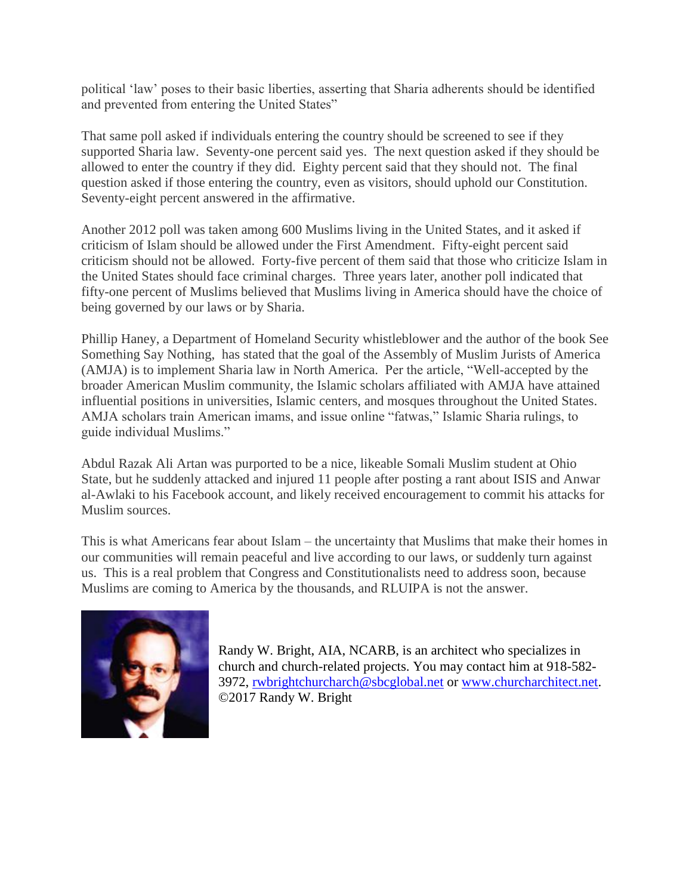political 'law' poses to their basic liberties, asserting that Sharia adherents should be identified and prevented from entering the United States"

That same poll asked if individuals entering the country should be screened to see if they supported Sharia law. Seventy-one percent said yes. The next question asked if they should be allowed to enter the country if they did. Eighty percent said that they should not. The final question asked if those entering the country, even as visitors, should uphold our Constitution. Seventy-eight percent answered in the affirmative.

Another 2012 poll was taken among 600 Muslims living in the United States, and it asked if criticism of Islam should be allowed under the First Amendment. Fifty-eight percent said criticism should not be allowed. Forty-five percent of them said that those who criticize Islam in the United States should face criminal charges. Three years later, another poll indicated that fifty-one percent of Muslims believed that Muslims living in America should have the choice of being governed by our laws or by Sharia.

Phillip Haney, a Department of Homeland Security whistleblower and the author of the book See Something Say Nothing, has stated that the goal of the Assembly of Muslim Jurists of America (AMJA) is to implement Sharia law in North America. Per the article, "Well-accepted by the broader American Muslim community, the Islamic scholars affiliated with AMJA have attained influential positions in universities, Islamic centers, and mosques throughout the United States. AMJA scholars train American imams, and issue online "fatwas," Islamic Sharia rulings, to guide individual Muslims."

Abdul Razak Ali Artan was purported to be a nice, likeable Somali Muslim student at Ohio State, but he suddenly attacked and injured 11 people after posting a rant about ISIS and Anwar al-Awlaki to his Facebook account, and likely received encouragement to commit his attacks for Muslim sources.

This is what Americans fear about Islam – the uncertainty that Muslims that make their homes in our communities will remain peaceful and live according to our laws, or suddenly turn against us. This is a real problem that Congress and Constitutionalists need to address soon, because Muslims are coming to America by the thousands, and RLUIPA is not the answer.

Randy W. Bright, AIA, NCARB, is an architect who specializes in church and church-related projects. You may contact him at 918-582-3972, rwbrightchurcharch@sbcglobal.net or www.churcharchitect.net. ©2017 Randy W. Bright